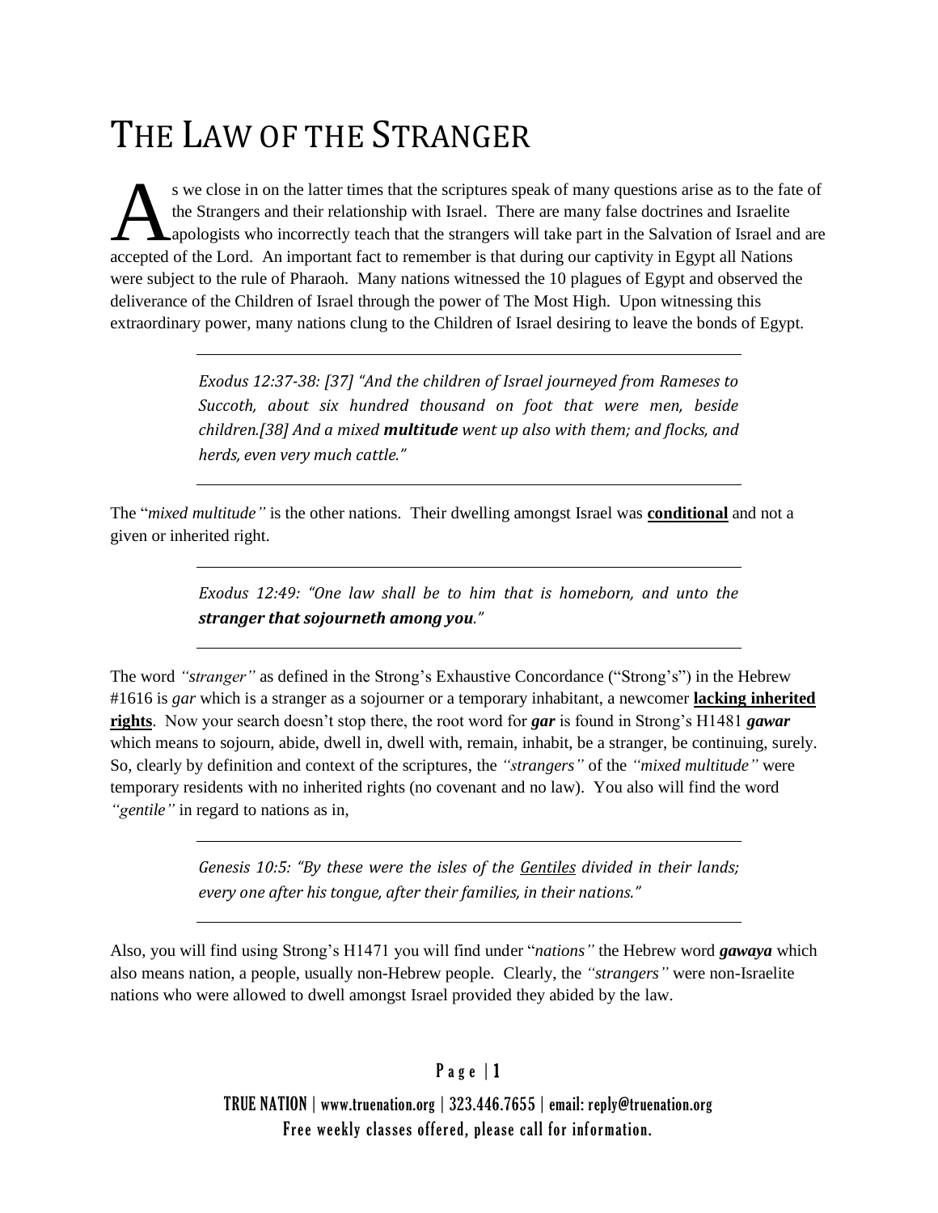# THE LAW OF THE STRANGER

As we close in on the latter times that the scriptures speak of many questions arise as to the fate of the Strangers and their relationship with Israel. There are many false doctrines and Israelite apologists who incorrectly teach that the strangers will take part in the Salvation of Israel and are accepted of the Lord. An important fact to remember is that during our captivity in Egypt all Nations were subject to the rule of Pharaoh. Many nations witnessed the 10 plagues of Egypt and observed the deliverance of the Children of Israel through the power of The Most High. Upon witnessing this extraordinary power, many nations clung to the Children of Israel desiring to leave the bonds of Egypt.

---

> *Exodus 12:37-38: [37] "And the children of Israel journeyed from Rameses to Succoth, about six hundred thousand on foot that were men, beside children.[38] And a mixed* ***multitude*** *went up also with them; and flocks, and herds, even very much cattle."*

---

The "*mixed multitude"* is the other nations. Their dwelling amongst Israel was **conditional** and not a given or inherited right.

---

> *Exodus 12:49: "One law shall be to him that is homeborn, and unto the* ***stranger that sojourneth among you****."*

---

The word *"stranger"* as defined in the Strong's Exhaustive Concordance ("Strong's") in the Hebrew #1616 is *gar* which is a stranger as a sojourner or a temporary inhabitant, a newcomer **lacking inherited rights**. Now your search doesn't stop there, the root word for ***gar*** is found in Strong's H1481 ***gawar*** which means to sojourn, abide, dwell in, dwell with, remain, inhabit, be a stranger, be continuing, surely. So, clearly by definition and context of the scriptures, the *"strangers"* of the *"mixed multitude"* were temporary residents with no inherited rights (no covenant and no law). You also will find the word *"gentile"* in regard to nations as in,

---

> *Genesis 10:5: "By these were the isles of the Gentiles divided in their lands; every one after his tongue, after their families, in their nations."*

---

Also, you will find using Strong's H1471 you will find under "*nations"* the Hebrew word ***gawaya*** which also means nation, a people, usually non-Hebrew people. Clearly, the *"strangers"* were non-Israelite nations who were allowed to dwell amongst Israel provided they abided by the law.

TRUE NATION | www.truenation.org | 323.446.7655 | email: reply@truenation.org
Free weekly classes offered, please call for information.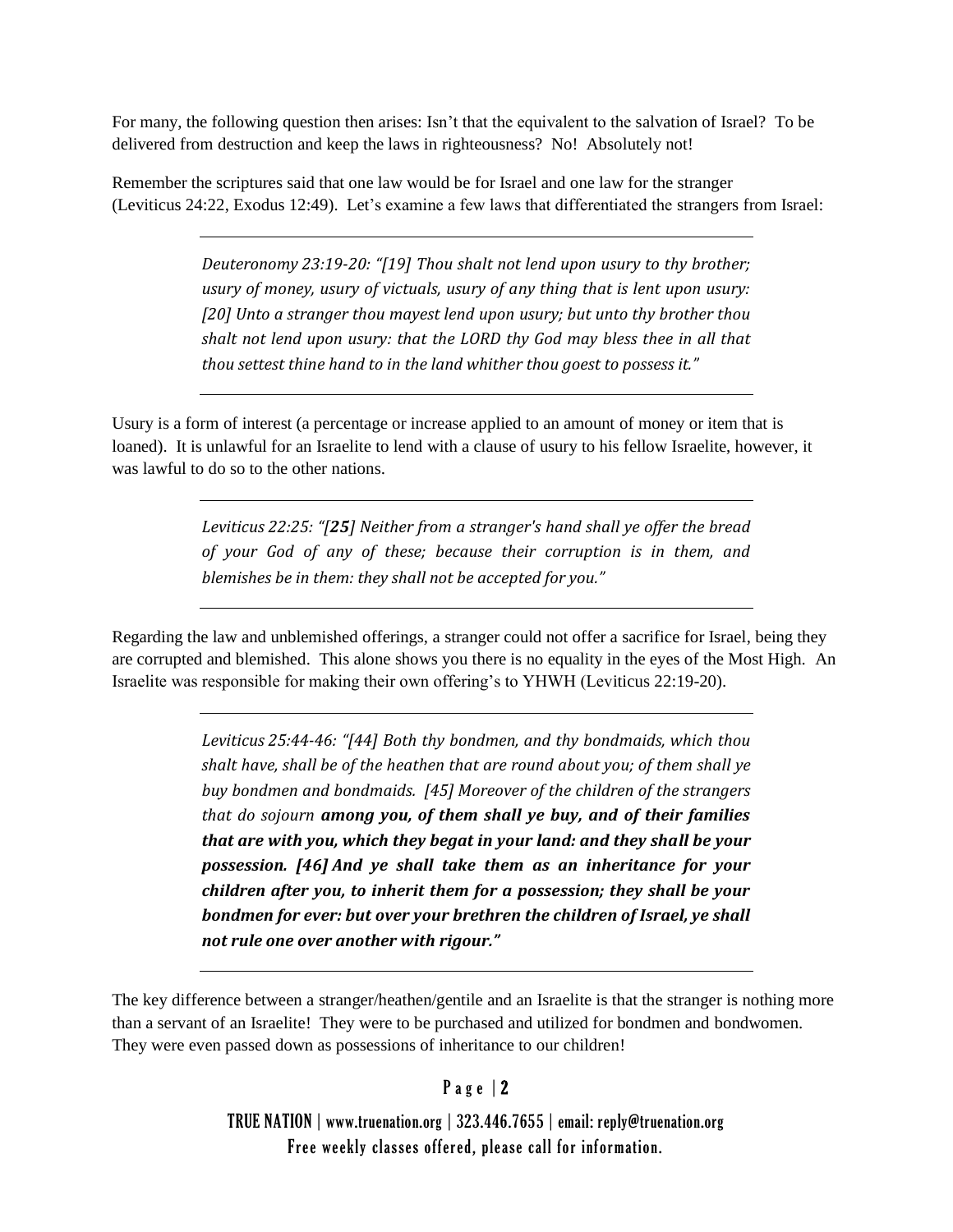For many, the following question then arises: Isn't that the equivalent to the salvation of Israel? To be delivered from destruction and keep the laws in righteousness? No! Absolutely not!

Remember the scriptures said that one law would be for Israel and one law for the stranger (Leviticus 24:22, Exodus 12:49). Let's examine a few laws that differentiated the strangers from Israel:

---

> *Deuteronomy 23:19-20: "[19] Thou shalt not lend upon usury to thy brother; usury of money, usury of victuals, usury of any thing that is lent upon usury: [20] Unto a stranger thou mayest lend upon usury; but unto thy brother thou shalt not lend upon usury: that the LORD thy God may bless thee in all that thou settest thine hand to in the land whither thou goest to possess it."*

---

Usury is a form of interest (a percentage or increase applied to an amount of money or item that is loaned). It is unlawful for an Israelite to lend with a clause of usury to his fellow Israelite, however, it was lawful to do so to the other nations.

---

> *Leviticus 22:25: "[**25**] Neither from a stranger's hand shall ye offer the bread of your God of any of these; because their corruption is in them, and blemishes be in them: they shall not be accepted for you."*

---

Regarding the law and unblemished offerings, a stranger could not offer a sacrifice for Israel, being they are corrupted and blemished. This alone shows you there is no equality in the eyes of the Most High. An Israelite was responsible for making their own offering's to YHWH (Leviticus 22:19-20).

---

> *Leviticus 25:44-46: "[44] Both thy bondmen, and thy bondmaids, which thou shalt have, shall be of the heathen that are round about you; of them shall ye buy bondmen and bondmaids. [45] Moreover of the children of the strangers that do sojourn* ***among you, of them shall ye buy, and of their families that are with you, which they begat in your land: and they shall be your possession. [46] And ye shall take them as an inheritance for your children after you, to inherit them for a possession; they shall be your bondmen for ever: but over your brethren the children of Israel, ye shall not rule one over another with rigour."***

---

The key difference between a stranger/heathen/gentile and an Israelite is that the stranger is nothing more than a servant of an Israelite! They were to be purchased and utilized for bondmen and bondwomen. They were even passed down as possessions of inheritance to our children!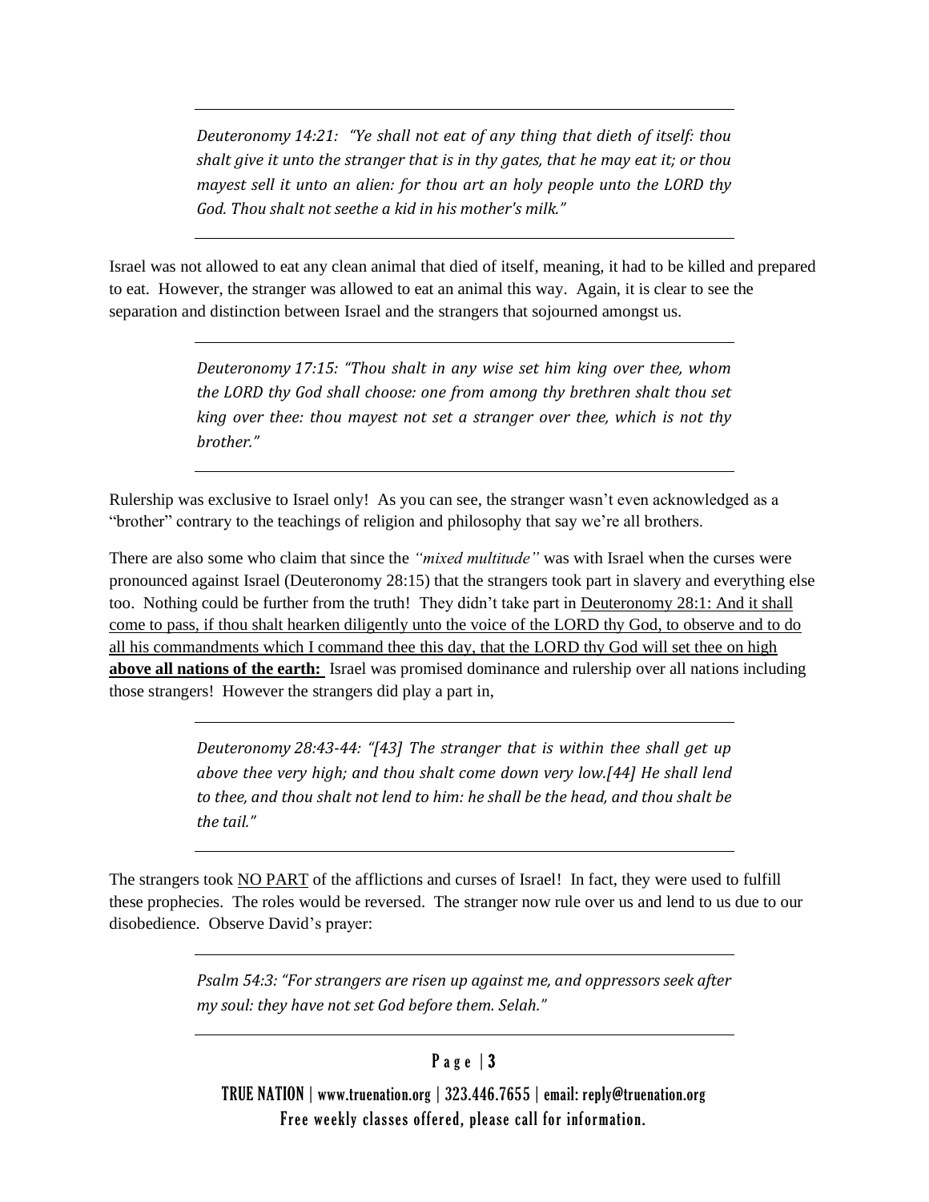---

*Deuteronomy 14:21: "Ye shall not eat of any thing that dieth of itself: thou shalt give it unto the stranger that is in thy gates, that he may eat it; or thou mayest sell it unto an alien: for thou art an holy people unto the LORD thy God. Thou shalt not seethe a kid in his mother's milk."*

---

Israel was not allowed to eat any clean animal that died of itself, meaning, it had to be killed and prepared to eat. However, the stranger was allowed to eat an animal this way. Again, it is clear to see the separation and distinction between Israel and the strangers that sojourned amongst us.

---

*Deuteronomy 17:15: "Thou shalt in any wise set him king over thee, whom the LORD thy God shall choose: one from among thy brethren shalt thou set king over thee: thou mayest not set a stranger over thee, which is not thy brother."*

---

Rulership was exclusive to Israel only! As you can see, the stranger wasn't even acknowledged as a "brother" contrary to the teachings of religion and philosophy that say we're all brothers.

There are also some who claim that since the *"mixed multitude"* was with Israel when the curses were pronounced against Israel (Deuteronomy 28:15) that the strangers took part in slavery and everything else too. Nothing could be further from the truth! They didn't take part in <u>Deuteronomy 28:1: And it shall come to pass, if thou shalt hearken diligently unto the voice of the LORD thy God, to observe and to do all his commandments which I command thee this day, that the LORD thy God will set thee on high</u> <u>**above all nations of the earth:**</u> Israel was promised dominance and rulership over all nations including those strangers! However the strangers did play a part in,

---

*Deuteronomy 28:43-44: "[43] The stranger that is within thee shall get up above thee very high; and thou shalt come down very low.[44] He shall lend to thee, and thou shalt not lend to him: he shall be the head, and thou shalt be the tail."*

---

The strangers took <u>NO PART</u> of the afflictions and curses of Israel! In fact, they were used to fulfill these prophecies. The roles would be reversed. The stranger now rule over us and lend to us due to our disobedience. Observe David's prayer:

---

*Psalm 54:3: "For strangers are risen up against me, and oppressors seek after my soul: they have not set God before them. Selah."*

---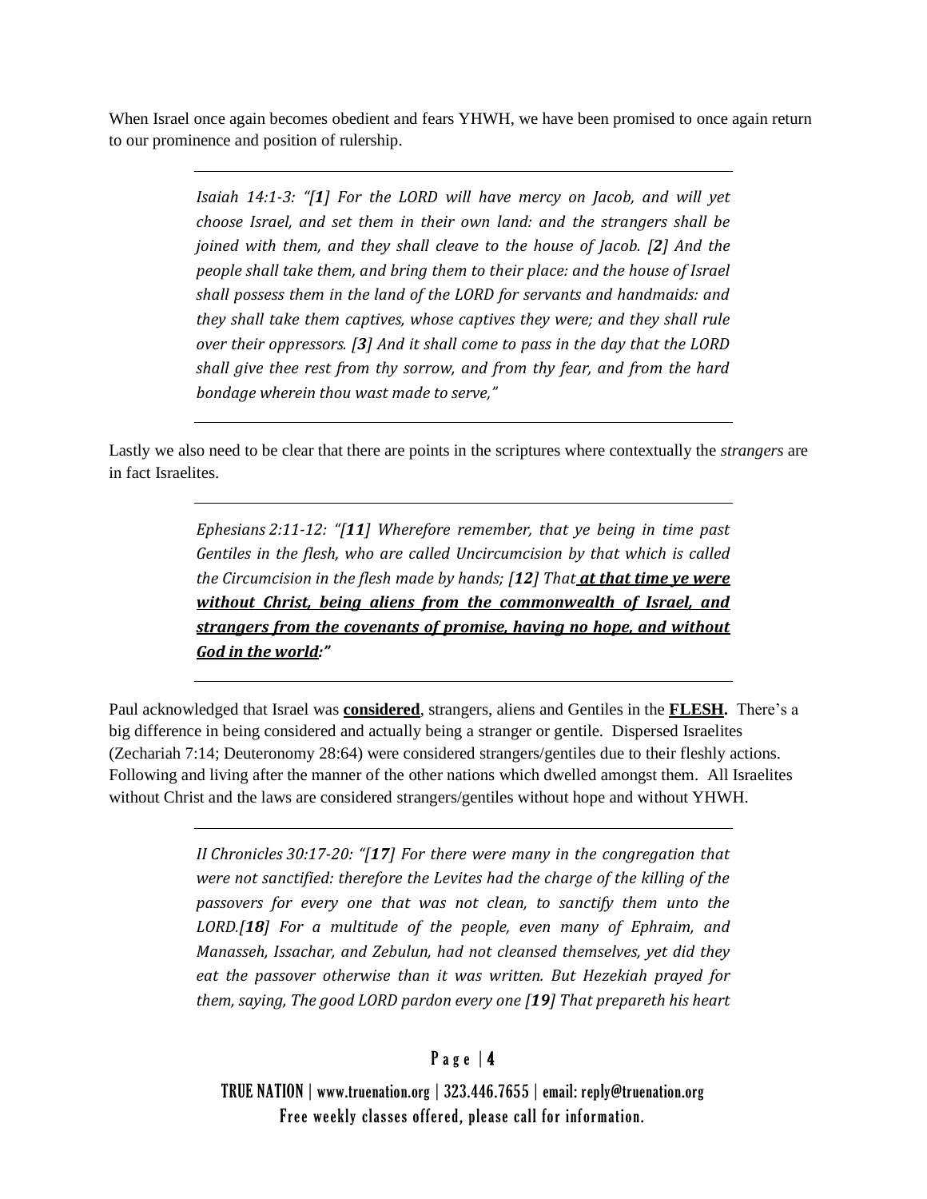When Israel once again becomes obedient and fears YHWH, we have been promised to once again return to our prominence and position of rulership.

---

> *Isaiah 14:1-3: "[**1**] For the LORD will have mercy on Jacob, and will yet choose Israel, and set them in their own land: and the strangers shall be joined with them, and they shall cleave to the house of Jacob. [**2**] And the people shall take them, and bring them to their place: and the house of Israel shall possess them in the land of the LORD for servants and handmaids: and they shall take them captives, whose captives they were; and they shall rule over their oppressors. [**3**] And it shall come to pass in the day that the LORD shall give thee rest from thy sorrow, and from thy fear, and from the hard bondage wherein thou wast made to serve,"*

---

Lastly we also need to be clear that there are points in the scriptures where contextually the *strangers* are in fact Israelites.

---

> *Ephesians 2:11-12: "[**11**] Wherefore remember, that ye being in time past Gentiles in the flesh, who are called Uncircumcision by that which is called the Circumcision in the flesh made by hands; [**12**] That **<u>at that time ye were without Christ, being aliens from the commonwealth of Israel, and strangers from the covenants of promise, having no hope, and without God in the world</u>**:"*

---

Paul acknowledged that Israel was **<u>considered</u>**, strangers, aliens and Gentiles in the **<u>FLESH</u>.** There's a big difference in being considered and actually being a stranger or gentile. Dispersed Israelites (Zechariah 7:14; Deuteronomy 28:64) were considered strangers/gentiles due to their fleshly actions. Following and living after the manner of the other nations which dwelled amongst them. All Israelites without Christ and the laws are considered strangers/gentiles without hope and without YHWH.

---

> *II Chronicles 30:17-20: "[**17**] For there were many in the congregation that were not sanctified: therefore the Levites had the charge of the killing of the passovers for every one that was not clean, to sanctify them unto the LORD.[**18**] For a multitude of the people, even many of Ephraim, and Manasseh, Issachar, and Zebulun, had not cleansed themselves, yet did they eat the passover otherwise than it was written. But Hezekiah prayed for them, saying, The good LORD pardon every one [**19**] That prepareth his heart*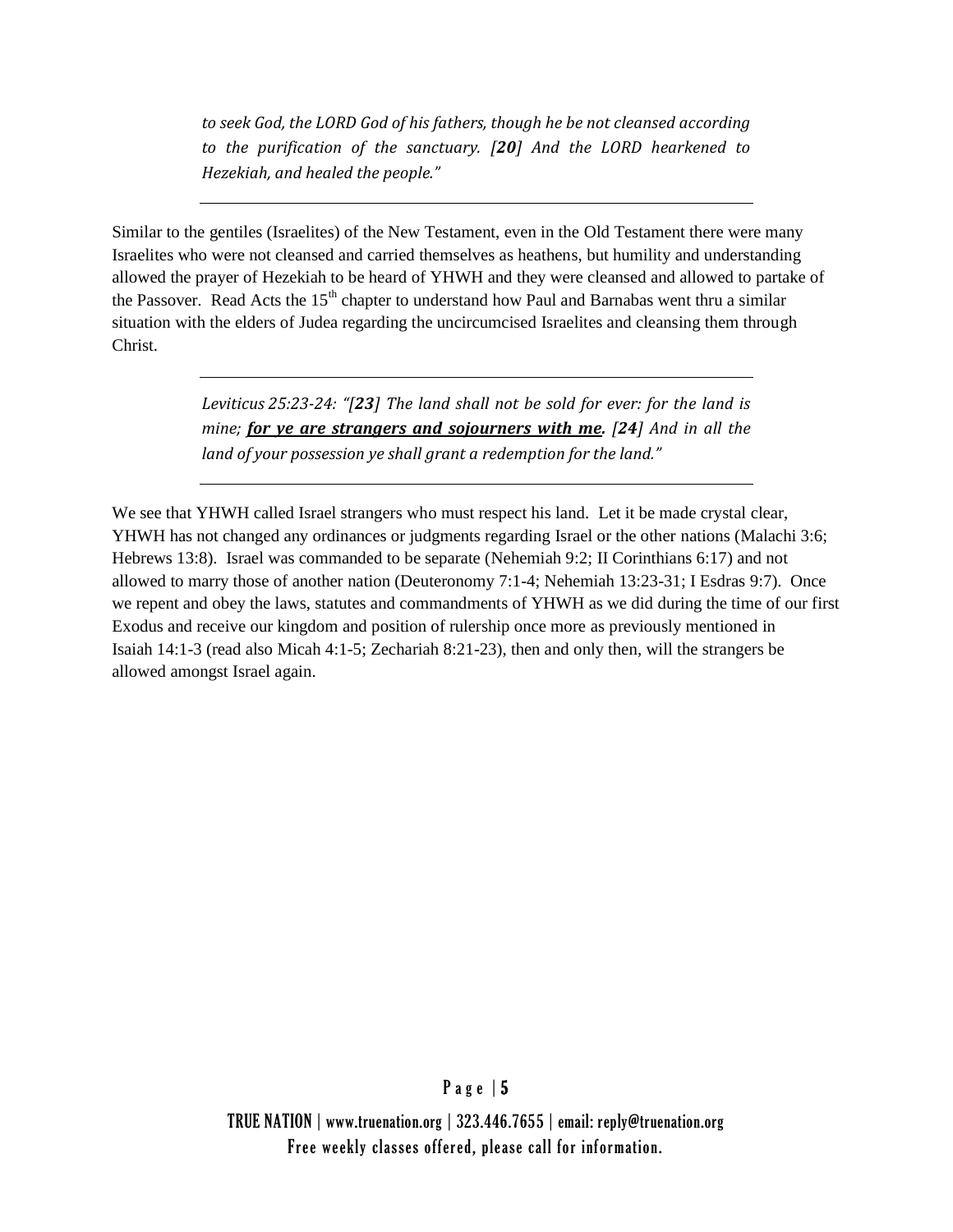*to seek God, the LORD God of his fathers, though he be not cleansed according to the purification of the sanctuary. [**20**] And the LORD hearkened to Hezekiah, and healed the people."*

---

Similar to the gentiles (Israelites) of the New Testament, even in the Old Testament there were many Israelites who were not cleansed and carried themselves as heathens, but humility and understanding allowed the prayer of Hezekiah to be heard of YHWH and they were cleansed and allowed to partake of the Passover. Read Acts the 15th chapter to understand how Paul and Barnabas went thru a similar situation with the elders of Judea regarding the uncircumcised Israelites and cleansing them through Christ.

---

*Leviticus 25:23-24: "[**23**] The land shall not be sold for ever: for the land is mine; **<u>for ye are strangers and sojourners with me</u>**. [**24**] And in all the land of your possession ye shall grant a redemption for the land."*

---

We see that YHWH called Israel strangers who must respect his land. Let it be made crystal clear, YHWH has not changed any ordinances or judgments regarding Israel or the other nations (Malachi 3:6; Hebrews 13:8). Israel was commanded to be separate (Nehemiah 9:2; II Corinthians 6:17) and not allowed to marry those of another nation (Deuteronomy 7:1-4; Nehemiah 13:23-31; I Esdras 9:7). Once we repent and obey the laws, statutes and commandments of YHWH as we did during the time of our first Exodus and receive our kingdom and position of rulership once more as previously mentioned in Isaiah 14:1-3 (read also Micah 4:1-5; Zechariah 8:21-23), then and only then, will the strangers be allowed amongst Israel again.

TRUE NATION | www.truenation.org | 323.446.7655 | email: reply@truenation.org
Free weekly classes offered, please call for information.